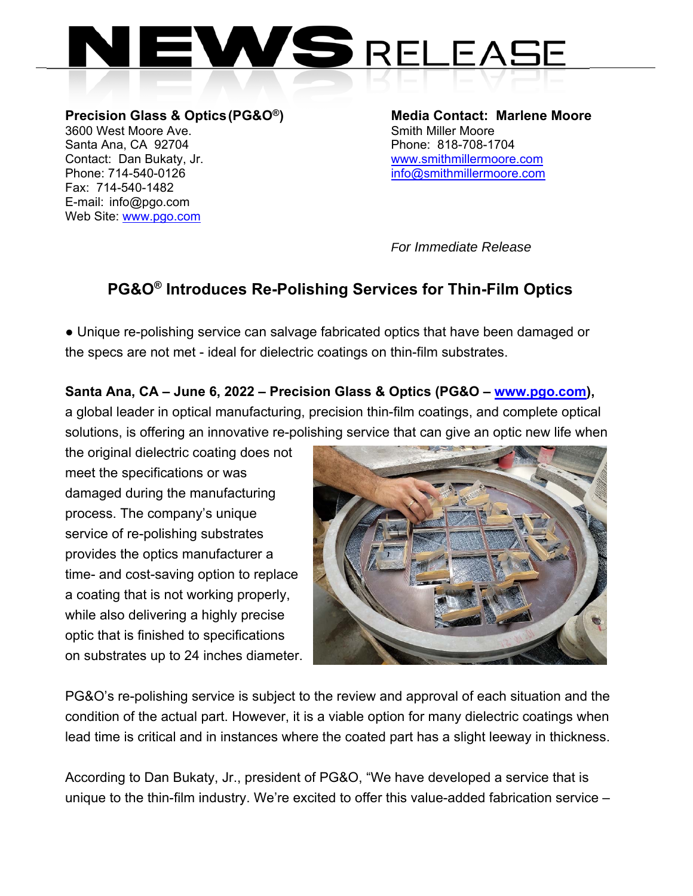# NEWS RELEASE

**Precision Glass & Optics (PG&O®)**
3600 West Moore Ave.
Santa Ana, CA 92704
Contact: Dan Bukaty, Jr.
Phone: 714-540-0126
Fax: 714-540-1482
E-mail: info@pgo.com
Web Site: www.pgo.com

**Media Contact: Marlene Moore**
Smith Miller Moore
Phone: 818-708-1704
www.smithmillermoore.com
info@smithmillermoore.com

*For Immediate Release*

## PG&O® Introduces Re-Polishing Services for Thin-Film Optics

● Unique re-polishing service can salvage fabricated optics that have been damaged or the specs are not met - ideal for dielectric coatings on thin-film substrates.

**Santa Ana, CA – June 6, 2022 – Precision Glass & Optics (PG&O – www.pgo.com),** a global leader in optical manufacturing, precision thin-film coatings, and complete optical solutions, is offering an innovative re-polishing service that can give an optic new life when the original dielectric coating does not meet the specifications or was damaged during the manufacturing process. The company's unique service of re-polishing substrates provides the optics manufacturer a time- and cost-saving option to replace a coating that is not working properly, while also delivering a highly precise optic that is finished to specifications on substrates up to 24 inches diameter.

PG&O's re-polishing service is subject to the review and approval of each situation and the condition of the actual part. However, it is a viable option for many dielectric coatings when lead time is critical and in instances where the coated part has a slight leeway in thickness.

According to Dan Bukaty, Jr., president of PG&O, "We have developed a service that is unique to the thin-film industry. We're excited to offer this value-added fabrication service –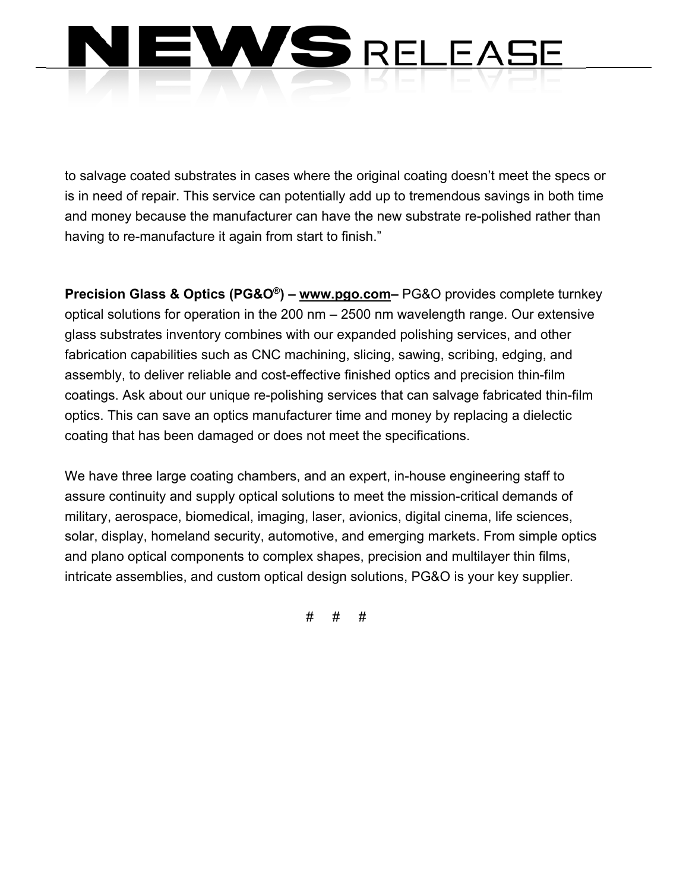to salvage coated substrates in cases where the original coating doesn't meet the specs or is in need of repair. This service can potentially add up to tremendous savings in both time and money because the manufacturer can have the new substrate re-polished rather than having to re-manufacture it again from start to finish."

**Precision Glass & Optics (PG&O®) – www.pgo.com–** PG&O provides complete turnkey optical solutions for operation in the 200 nm – 2500 nm wavelength range. Our extensive glass substrates inventory combines with our expanded polishing services, and other fabrication capabilities such as CNC machining, slicing, sawing, scribing, edging, and assembly, to deliver reliable and cost-effective finished optics and precision thin-film coatings. Ask about our unique re-polishing services that can salvage fabricated thin-film optics. This can save an optics manufacturer time and money by replacing a dielectic coating that has been damaged or does not meet the specifications.

We have three large coating chambers, and an expert, in-house engineering staff to assure continuity and supply optical solutions to meet the mission-critical demands of military, aerospace, biomedical, imaging, laser, avionics, digital cinema, life sciences, solar, display, homeland security, automotive, and emerging markets. From simple optics and plano optical components to complex shapes, precision and multilayer thin films, intricate assemblies, and custom optical design solutions, PG&O is your key supplier.

# # #